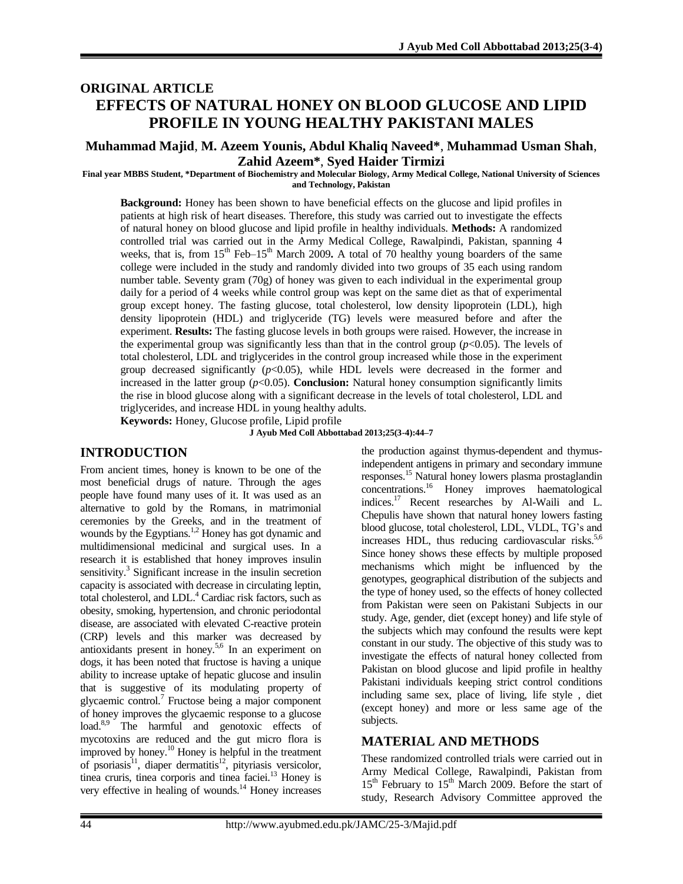ORIGINAL ARTICLE

# EFFECTS OF NATURAL HONEY ON BLOOD GLUCOSE AND LIPID PROFILE IN YOUNG HEALTHY PAKISTANI MALES

**Muhammad Majid, M. Azeem Younis, Abdul Khaliq Naveed*, Muhammad Usman Shah, Zahid Azeem*, Syed Haider Tirmizi**

Final year MBBS Student, *Department of Biochemistry and Molecular Biology, Army Medical College, National University of Sciences and Technology, Pakistan

**Background:** Honey has been shown to have beneficial effects on the glucose and lipid profiles in patients at high risk of heart diseases. Therefore, this study was carried out to investigate the effects of natural honey on blood glucose and lipid profile in healthy individuals. **Methods:** A randomized controlled trial was carried out in the Army Medical College, Rawalpindi, Pakistan, spanning 4 weeks, that is, from 15th Feb–15th March 2009. A total of 70 healthy young boarders of the same college were included in the study and randomly divided into two groups of 35 each using random number table. Seventy gram (70g) of honey was given to each individual in the experimental group daily for a period of 4 weeks while control group was kept on the same diet as that of experimental group except honey. The fasting glucose, total cholesterol, low density lipoprotein (LDL), high density lipoprotein (HDL) and triglyceride (TG) levels were measured before and after the experiment. **Results:** The fasting glucose levels in both groups were raised. However, the increase in the experimental group was significantly less than that in the control group ($p<0.05$). The levels of total cholesterol, LDL and triglycerides in the control group increased while those in the experiment group decreased significantly ($p<0.05$), while HDL levels were decreased in the former and increased in the latter group ($p<0.05$). **Conclusion:** Natural honey consumption significantly limits the rise in blood glucose along with a significant decrease in the levels of total cholesterol, LDL and triglycerides, and increase HDL in young healthy adults.

**Keywords:** Honey, Glucose profile, Lipid profile

J Ayub Med Coll Abbottabad 2013;25(3-4):44–7

## INTRODUCTION

From ancient times, honey is known to be one of the most beneficial drugs of nature. Through the ages people have found many uses of it. It was used as an alternative to gold by the Romans, in matrimonial ceremonies by the Greeks, and in the treatment of wounds by the Egyptians.[1,2] Honey has got dynamic and multidimensional medicinal and surgical uses. In a research it is established that honey improves insulin sensitivity.[3] Significant increase in the insulin secretion capacity is associated with decrease in circulating leptin, total cholesterol, and LDL.[4] Cardiac risk factors, such as obesity, smoking, hypertension, and chronic periodontal disease, are associated with elevated C-reactive protein (CRP) levels and this marker was decreased by antioxidants present in honey.[5,6] In an experiment on dogs, it has been noted that fructose is having a unique ability to increase uptake of hepatic glucose and insulin that is suggestive of its modulating property of glycaemic control.[7] Fructose being a major component of honey improves the glycaemic response to a glucose load.[8,9] The harmful and genotoxic effects of mycotoxins are reduced and the gut micro flora is improved by honey.[10] Honey is helpful in the treatment of psoriasis[11], diaper dermatitis[12], pityriasis versicolor, tinea cruris, tinea corporis and tinea faciei.[13] Honey is very effective in healing of wounds.[14] Honey increases the production against thymus-dependent and thymus-independent antigens in primary and secondary immune responses.[15] Natural honey lowers plasma prostaglandin concentrations.[16] Honey improves haematological indices.[17] Recent researches by Al-Waili and L. Chepulis have shown that natural honey lowers fasting blood glucose, total cholesterol, LDL, VLDL, TG's and increases HDL, thus reducing cardiovascular risks.[5,6] Since honey shows these effects by multiple proposed mechanisms which might be influenced by the genotypes, geographical distribution of the subjects and the type of honey used, so the effects of honey collected from Pakistan were seen on Pakistani Subjects in our study. Age, gender, diet (except honey) and life style of the subjects which may confound the results were kept constant in our study. The objective of this study was to investigate the effects of natural honey collected from Pakistan on blood glucose and lipid profile in healthy Pakistani individuals keeping strict control conditions including same sex, place of living, life style , diet (except honey) and more or less same age of the subjects.

## MATERIAL AND METHODS

These randomized controlled trials were carried out in Army Medical College, Rawalpindi, Pakistan from 15th February to 15th March 2009. Before the start of study, Research Advisory Committee approved the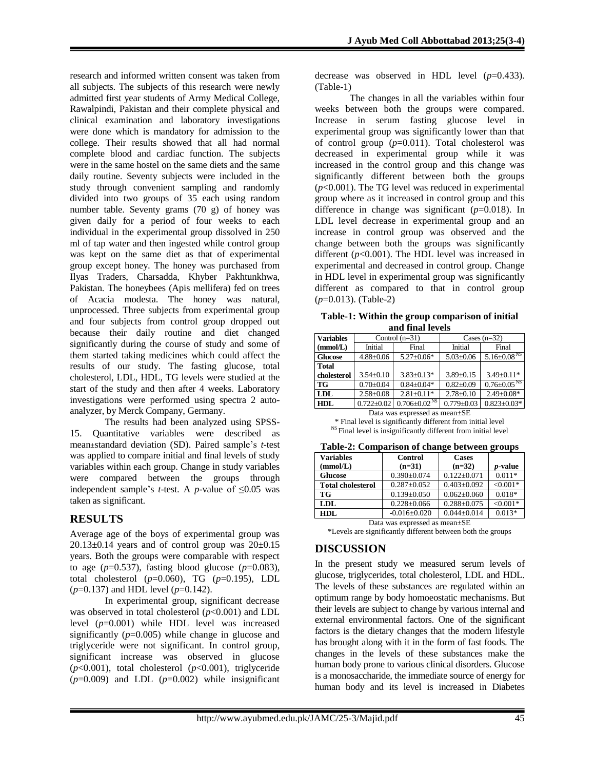research and informed written consent was taken from all subjects. The subjects of this research were newly admitted first year students of Army Medical College, Rawalpindi, Pakistan and their complete physical and clinical examination and laboratory investigations were done which is mandatory for admission to the college. Their results showed that all had normal complete blood and cardiac function. The subjects were in the same hostel on the same diets and the same daily routine. Seventy subjects were included in the study through convenient sampling and randomly divided into two groups of 35 each using random number table. Seventy grams (70 g) of honey was given daily for a period of four weeks to each individual in the experimental group dissolved in 250 ml of tap water and then ingested while control group was kept on the same diet as that of experimental group except honey. The honey was purchased from Ilyas Traders, Charsadda, Khyber Pakhtunkhwa, Pakistan. The honeybees (Apis mellifera) fed on trees of Acacia modesta. The honey was natural, unprocessed. Three subjects from experimental group and four subjects from control group dropped out because their daily routine and diet changed significantly during the course of study and some of them started taking medicines which could affect the results of our study. The fasting glucose, total cholesterol, LDL, HDL, TG levels were studied at the start of the study and then after 4 weeks. Laboratory investigations were performed using spectra 2 auto-analyzer, by Merck Company, Germany.

The results had been analyzed using SPSS-15. Quantitative variables were described as mean±standard deviation (SD). Paired sample's *t*-test was applied to compare initial and final levels of study variables within each group. Change in study variables were compared between the groups through independent sample's *t*-test. A *p*-value of $\leq 0.05$ was taken as significant.

## RESULTS

Average age of the boys of experimental group was 20.13±0.14 years and of control group was 20±0.15 years. Both the groups were comparable with respect to age ($p=0.537$), fasting blood glucose ($p=0.083$), total cholesterol ($p=0.060$), TG ($p=0.195$), LDL ($p=0.137$) and HDL level ($p=0.142$).

In experimental group, significant decrease was observed in total cholesterol ($p<0.001$) and LDL level ($p=0.001$) while HDL level was increased significantly ($p=0.005$) while change in glucose and triglyceride were not significant. In control group, significant increase was observed in glucose ($p<0.001$), total cholesterol ($p<0.001$), triglyceride ($p=0.009$) and LDL ($p=0.002$) while insignificant decrease was observed in HDL level ($p=0.433$). (Table-1)

The changes in all the variables within four weeks between both the groups were compared. Increase in serum fasting glucose level in experimental group was significantly lower than that of control group ($p=0.011$). Total cholesterol was decreased in experimental group while it was increased in the control group and this change was significantly different between both the groups ($p<0.001$). The TG level was reduced in experimental group where as it increased in control group and this difference in change was significant ($p=0.018$). In LDL level decrease in experimental group and an increase in control group was observed and the change between both the groups was significantly different ($p<0.001$). The HDL level was increased in experimental and decreased in control group. Change in HDL level in experimental group was significantly different as compared to that in control group ($p=0.013$). (Table-2)

**Table-1: Within the group comparison of initial and final levels**

| Variables (mmol/L) | Control (n=31) | | Cases (n=32) | |
|---|---|---|---|---|
| | Initial | Final | Initial | Final |
| Glucose | 4.88±0.06 | 5.27±0.06* | 5.03±0.06 | 5.16±0.08 NS |
| Total cholesterol | 3.54±0.10 | 3.83±0.13* | 3.89±0.15 | 3.49±0.11* |
| TG | 0.70±0.04 | 0.84±0.04* | 0.82±0.09 | 0.76±0.05 NS |
| LDL | 2.58±0.08 | 2.81±0.11* | 2.78±0.10 | 2.49±0.08* |
| HDL | 0.722±0.02 | 0.706±0.02 NS | 0.779±0.03 | 0.823±0.03* |

Data was expressed as mean±SE

\* Final level is significantly different from initial level

NS Final level is insignificantly different from initial level

**Table-2: Comparison of change between groups**

| Variables (mmol/L) | Control (n=31) | Cases (n=32) | *p*-value |
|---|---|---|---|
| Glucose | 0.390±0.074 | 0.122±0.071 | 0.011* |
| Total cholesterol | 0.287±0.052 | 0.403±0.092 | <0.001* |
| TG | 0.139±0.050 | 0.062±0.060 | 0.018* |
| LDL | 0.228±0.066 | 0.288±0.075 | <0.001* |
| HDL | -0.016±0.020 | 0.044±0.014 | 0.013* |

Data was expressed as mean±SE

*Levels are significantly different between both the groups

## DISCUSSION

In the present study we measured serum levels of glucose, triglycerides, total cholesterol, LDL and HDL. The levels of these substances are regulated within an optimum range by body homoeostatic mechanisms. But their levels are subject to change by various internal and external environmental factors. One of the significant factors is the dietary changes that the modern lifestyle has brought along with it in the form of fast foods. The changes in the levels of these substances make the human body prone to various clinical disorders. Glucose is a monosaccharide, the immediate source of energy for human body and its level is increased in Diabetes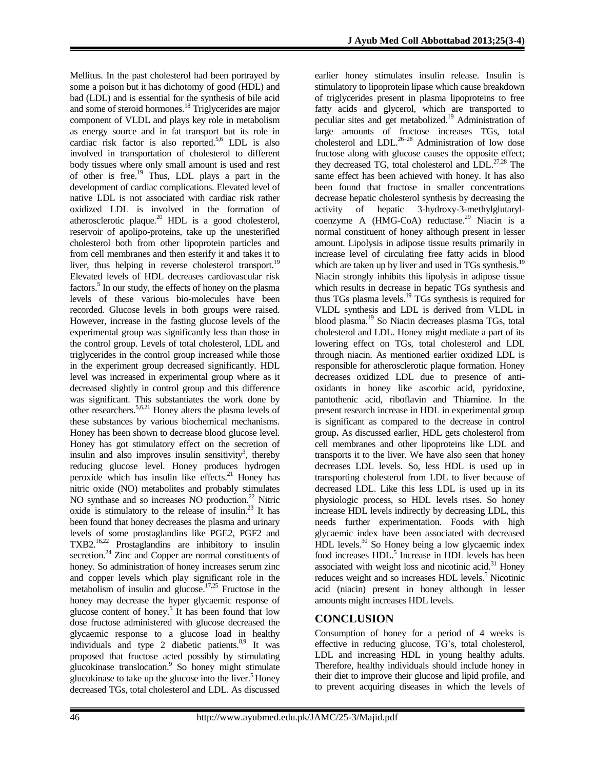Mellitus. In the past cholesterol had been portrayed by some a poison but it has dichotomy of good (HDL) and bad (LDL) and is essential for the synthesis of bile acid and some of steroid hormones.[18] Triglycerides are major component of VLDL and plays key role in metabolism as energy source and in fat transport but its role in cardiac risk factor is also reported.[5,6] LDL is also involved in transportation of cholesterol to different body tissues where only small amount is used and rest of other is free.[19] Thus, LDL plays a part in the development of cardiac complications. Elevated level of native LDL is not associated with cardiac risk rather oxidized LDL is involved in the formation of atherosclerotic plaque.[20] HDL is a good cholesterol, reservoir of apolipo-proteins, take up the unesterified cholesterol both from other lipoprotein particles and from cell membranes and then esterify it and takes it to liver, thus helping in reverse cholesterol transport.[19] Elevated levels of HDL decreases cardiovascular risk factors.[5] In our study, the effects of honey on the plasma levels of these various bio-molecules have been recorded. Glucose levels in both groups were raised. However, increase in the fasting glucose levels of the experimental group was significantly less than those in the control group. Levels of total cholesterol, LDL and triglycerides in the control group increased while those in the experiment group decreased significantly. HDL level was increased in experimental group where as it decreased slightly in control group and this difference was significant. This substantiates the work done by other researchers.[5,6,21] Honey alters the plasma levels of these substances by various biochemical mechanisms. Honey has been shown to decrease blood glucose level. Honey has got stimulatory effect on the secretion of insulin and also improves insulin sensitivity[3], thereby reducing glucose level. Honey produces hydrogen peroxide which has insulin like effects.[21] Honey has nitric oxide (NO) metabolites and probably stimulates NO synthase and so increases NO production.[22] Nitric oxide is stimulatory to the release of insulin.[23] It has been found that honey decreases the plasma and urinary levels of some prostaglandins like PGE2, PGF2 and TXB2.[16,22] Prostaglandins are inhibitory to insulin secretion.[24] Zinc and Copper are normal constituents of honey. So administration of honey increases serum zinc and copper levels which play significant role in the metabolism of insulin and glucose.[17,25] Fructose in the honey may decrease the hyper glycaemic response of glucose content of honey.[5] It has been found that low dose fructose administered with glucose decreased the glycaemic response to a glucose load in healthy individuals and type 2 diabetic patients.[8,9] It was proposed that fructose acted possibly by stimulating glucokinase translocation.[9] So honey might stimulate glucokinase to take up the glucose into the liver.[5] Honey decreased TGs, total cholesterol and LDL. As discussed earlier honey stimulates insulin release. Insulin is stimulatory to lipoprotein lipase which cause breakdown of triglycerides present in plasma lipoproteins to free fatty acids and glycerol, which are transported to peculiar sites and get metabolized.[19] Administration of large amounts of fructose increases TGs, total cholesterol and LDL.[26–28] Administration of low dose fructose along with glucose causes the opposite effect; they decreased TG, total cholesterol and LDL.[27,28] The same effect has been achieved with honey. It has also been found that fructose in smaller concentrations decrease hepatic cholesterol synthesis by decreasing the activity of hepatic 3-hydroxy-3-methylglutaryl-coenzyme A (HMG-CoA) reductase.[29] Niacin is a normal constituent of honey although present in lesser amount. Lipolysis in adipose tissue results primarily in increase level of circulating free fatty acids in blood which are taken up by liver and used in TGs synthesis.[19] Niacin strongly inhibits this lipolysis in adipose tissue which results in decrease in hepatic TGs synthesis and thus TGs plasma levels.[19] TGs synthesis is required for VLDL synthesis and LDL is derived from VLDL in blood plasma.[19] So Niacin decreases plasma TGs, total cholesterol and LDL. Honey might mediate a part of its lowering effect on TGs, total cholesterol and LDL through niacin. As mentioned earlier oxidized LDL is responsible for atherosclerotic plaque formation. Honey decreases oxidized LDL due to presence of anti-oxidants in honey like ascorbic acid, pyridoxine, pantothenic acid, riboflavin and Thiamine. In the present research increase in HDL in experimental group is significant as compared to the decrease in control group**.** As discussed earlier, HDL gets cholesterol from cell membranes and other lipoproteins like LDL and transports it to the liver. We have also seen that honey decreases LDL levels. So, less HDL is used up in transporting cholesterol from LDL to liver because of decreased LDL. Like this less LDL is used up in its physiologic process, so HDL levels rises. So honey increase HDL levels indirectly by decreasing LDL, this needs further experimentation. Foods with high glycaemic index have been associated with decreased HDL levels.[30] So Honey being a low glycaemic index food increases HDL.[5] Increase in HDL levels has been associated with weight loss and nicotinic acid.[31] Honey reduces weight and so increases HDL levels.[5] Nicotinic acid (niacin) present in honey although in lesser amounts might increases HDL levels.

## CONCLUSION

Consumption of honey for a period of 4 weeks is effective in reducing glucose, TG's, total cholesterol, LDL and increasing HDL in young healthy adults. Therefore, healthy individuals should include honey in their diet to improve their glucose and lipid profile, and to prevent acquiring diseases in which the levels of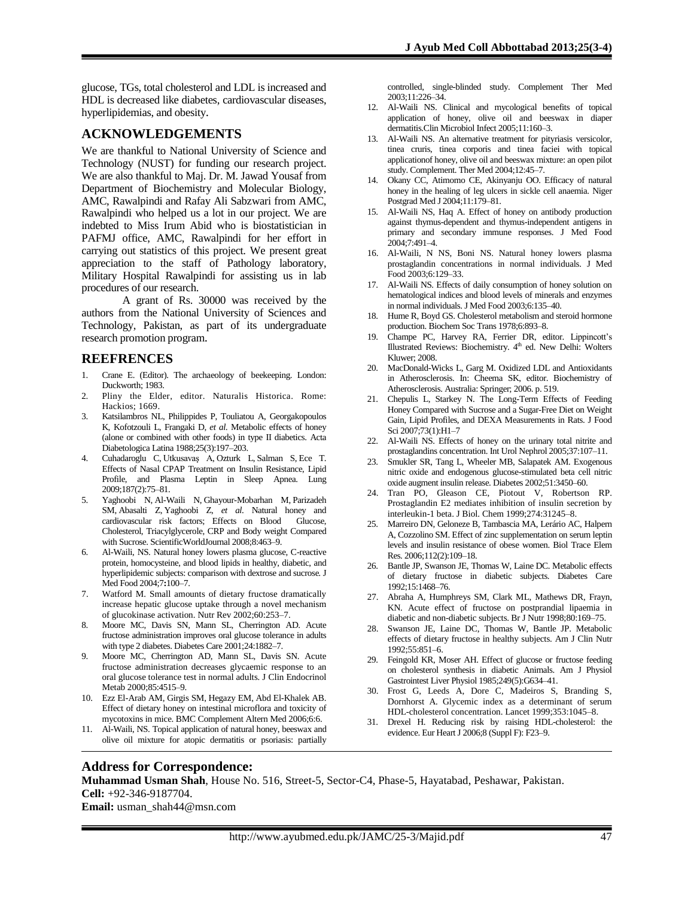glucose, TGs, total cholesterol and LDL is increased and HDL is decreased like diabetes, cardiovascular diseases, hyperlipidemias, and obesity.

## ACKNOWLEDGEMENTS

We are thankful to National University of Science and Technology (NUST) for funding our research project. We are also thankful to Maj. Dr. M. Jawad Yousaf from Department of Biochemistry and Molecular Biology, AMC, Rawalpindi and Rafay Ali Sabzwari from AMC, Rawalpindi who helped us a lot in our project. We are indebted to Miss Irum Abid who is biostatistician in PAFMJ office, AMC, Rawalpindi for her effort in carrying out statistics of this project. We present great appreciation to the staff of Pathology laboratory, Military Hospital Rawalpindi for assisting us in lab procedures of our research.

A grant of Rs. 30000 was received by the authors from the National University of Sciences and Technology, Pakistan, as part of its undergraduate research promotion program.

## REEFRENCES

1. Crane E. (Editor). The archaeology of beekeeping. London: Duckworth; 1983.
2. Pliny the Elder, editor. Naturalis Historica. Rome: Hackios; 1669.
3. Katsilambros NL, Philippides P, Touliatou A, Georgakopoulos K, Kofotzouli L, Frangaki D, *et al.* Metabolic effects of honey (alone or combined with other foods) in type II diabetics. Acta Diabetologica Latina 1988;25(3):197–203.
4. Cuhadaroglu C, Utkusavaş A, Ozturk L, Salman S, Ece T. Effects of Nasal CPAP Treatment on Insulin Resistance, Lipid Profile, and Plasma Leptin in Sleep Apnea. Lung 2009;187(2):75–81.
5. Yaghoobi N, Al-Waili N, Ghayour-Mobarhan M, Parizadeh SM, Abasalti Z, Yaghoobi Z, *et al.* Natural honey and cardiovascular risk factors; Effects on Blood Glucose, Cholesterol, Triacylglycerole, CRP and Body weight Compared with Sucrose. ScientificWorldJournal 2008;8:463–9.
6. Al-Waili, NS. Natural honey lowers plasma glucose, C-reactive protein, homocysteine, and blood lipids in healthy, diabetic, and hyperlipidemic subjects: comparison with dextrose and sucrose. J Med Food 2004;7:100–7.
7. Watford M. Small amounts of dietary fructose dramatically increase hepatic glucose uptake through a novel mechanism of glucokinase activation. Nutr Rev 2002;60:253–7.
8. Moore MC, Davis SN, Mann SL, Cherrington AD. Acute fructose administration improves oral glucose tolerance in adults with type 2 diabetes. Diabetes Care 2001;24:1882–7.
9. Moore MC, Cherrington AD, Mann SL, Davis SN. Acute fructose administration decreases glycaemic response to an oral glucose tolerance test in normal adults. J Clin Endocrinol Metab 2000;85:4515–9.
10. Ezz El-Arab AM, Girgis SM, Hegazy EM, Abd El-Khalek AB. Effect of dietary honey on intestinal microflora and toxicity of mycotoxins in mice. BMC Complement Altern Med 2006;6:6.
11. Al-Waili, NS. Topical application of natural honey, beeswax and olive oil mixture for atopic dermatitis or psoriasis: partially controlled, single-blinded study. Complement Ther Med 2003;11:226–34.
12. Al-Waili NS. Clinical and mycological benefits of topical application of honey, olive oil and beeswax in diaper dermatitis.Clin Microbiol Infect 2005;11:160–3.
13. Al-Waili NS. An alternative treatment for pityriasis versicolor, tinea cruris, tinea corporis and tinea faciei with topical applicationof honey, olive oil and beeswax mixture: an open pilot study. Complement. Ther Med 2004;12:45–7.
14. Okany CC, Atimomo CE, Akinyanju OO. Efficacy of natural honey in the healing of leg ulcers in sickle cell anaemia. Niger Postgrad Med J 2004;11:179–81.
15. Al-Waili NS, Haq A. Effect of honey on antibody production against thymus-dependent and thymus-independent antigens in primary and secondary immune responses. J Med Food 2004;7:491–4.
16. Al-Waili, N NS, Boni NS. Natural honey lowers plasma prostaglandin concentrations in normal individuals. J Med Food 2003;6:129–33.
17. Al-Waili NS. Effects of daily consumption of honey solution on hematological indices and blood levels of minerals and enzymes in normal individuals. J Med Food 2003;6:135–40.
18. Hume R, Boyd GS. Cholesterol metabolism and steroid hormone production. Biochem Soc Trans 1978;6:893–8.
19. Champe PC, Harvey RA, Ferrier DR, editor. Lippincott's Illustrated Reviews: Biochemistry. 4th ed. New Delhi: Wolters Kluwer; 2008.
20. MacDonald-Wicks L, Garg M. Oxidized LDL and Antioxidants in Atherosclerosis. In: Cheema SK, editor. Biochemistry of Atherosclerosis. Australia: Springer; 2006. p. 519.
21. Chepulis L, Starkey N. The Long-Term Effects of Feeding Honey Compared with Sucrose and a Sugar-Free Diet on Weight Gain, Lipid Profiles, and DEXA Measurements in Rats. J Food Sci 2007;73(1):H1–7
22. Al-Waili NS. Effects of honey on the urinary total nitrite and prostaglandins concentration. Int Urol Nephrol 2005;37:107–11.
23. Smukler SR, Tang L, Wheeler MB, Salapatek AM. Exogenous nitric oxide and endogenous glucose-stimulated beta cell nitric oxide augment insulin release. Diabetes 2002;51:3450–60.
24. Tran PO, Gleason CE, Piotout V, Robertson RP. Prostaglandin E2 mediates inhibition of insulin secretion by interleukin-1 beta. J Biol. Chem 1999;274:31245–8.
25. Marreiro DN, Geloneze B, Tambascia MA, Lerário AC, Halpern A, Cozzolino SM. Effect of zinc supplementation on serum leptin levels and insulin resistance of obese women. Biol Trace Elem Res. 2006;112(2):109–18.
26. Bantle JP, Swanson JE, Thomas W, Laine DC. Metabolic effects of dietary fructose in diabetic subjects. Diabetes Care 1992;15:1468–76.
27. Abraha A, Humphreys SM, Clark ML, Mathews DR, Frayn, KN. Acute effect of fructose on postprandial lipaemia in diabetic and non-diabetic subjects. Br J Nutr 1998;80:169–75.
28. Swanson JE, Laine DC, Thomas W, Bantle JP. Metabolic effects of dietary fructose in healthy subjects. Am J Clin Nutr 1992;55:851–6.
29. Feingold KR, Moser AH. Effect of glucose or fructose feeding on cholesterol synthesis in diabetic Animals. Am J Physiol Gastrointest Liver Physiol 1985;249(5):G634–41.
30. Frost G, Leeds A, Dore C, Madeiros S, Branding S, Dornhorst A. Glycemic index as a determinant of serum HDL-cholesterol concentration. Lancet 1999;353:1045–8.
31. Drexel H. Reducing risk by raising HDL-cholesterol: the evidence. Eur Heart J 2006;8 (Suppl F): F23–9.

### Address for Correspondence:

**Muhammad Usman Shah**, House No. 516, Street-5, Sector-C4, Phase-5, Hayatabad, Peshawar, Pakistan.
**Cell:** +92-346-9187704.
**Email:** usman_shah44@msn.com